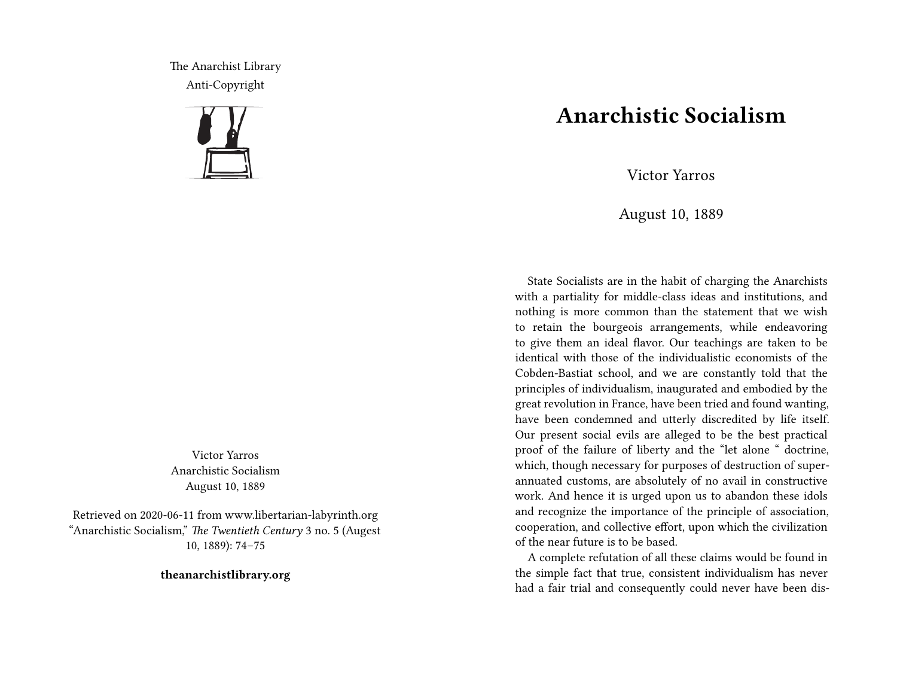The Anarchist Library
Anti-Copyright

Victor Yarros
Anarchistic Socialism
August 10, 1889

Retrieved on 2020-06-11 from www.libertarian-labyrinth.org
"Anarchistic Socialism," *The Twentieth Century* 3 no. 5 (Augest 10, 1889): 74–75

**theanarchistlibrary.org**

# Anarchistic Socialism

Victor Yarros

August 10, 1889

State Socialists are in the habit of charging the Anarchists with a partiality for middle-class ideas and institutions, and nothing is more common than the statement that we wish to retain the bourgeois arrangements, while endeavoring to give them an ideal flavor. Our teachings are taken to be identical with those of the individualistic economists of the Cobden-Bastiat school, and we are constantly told that the principles of individualism, inaugurated and embodied by the great revolution in France, have been tried and found wanting, have been condemned and utterly discredited by life itself. Our present social evils are alleged to be the best practical proof of the failure of liberty and the "let alone " doctrine, which, though necessary for purposes of destruction of superannuated customs, are absolutely of no avail in constructive work. And hence it is urged upon us to abandon these idols and recognize the importance of the principle of association, cooperation, and collective effort, upon which the civilization of the near future is to be based.

A complete refutation of all these claims would be found in the simple fact that true, consistent individualism has never had a fair trial and consequently could never have been dis-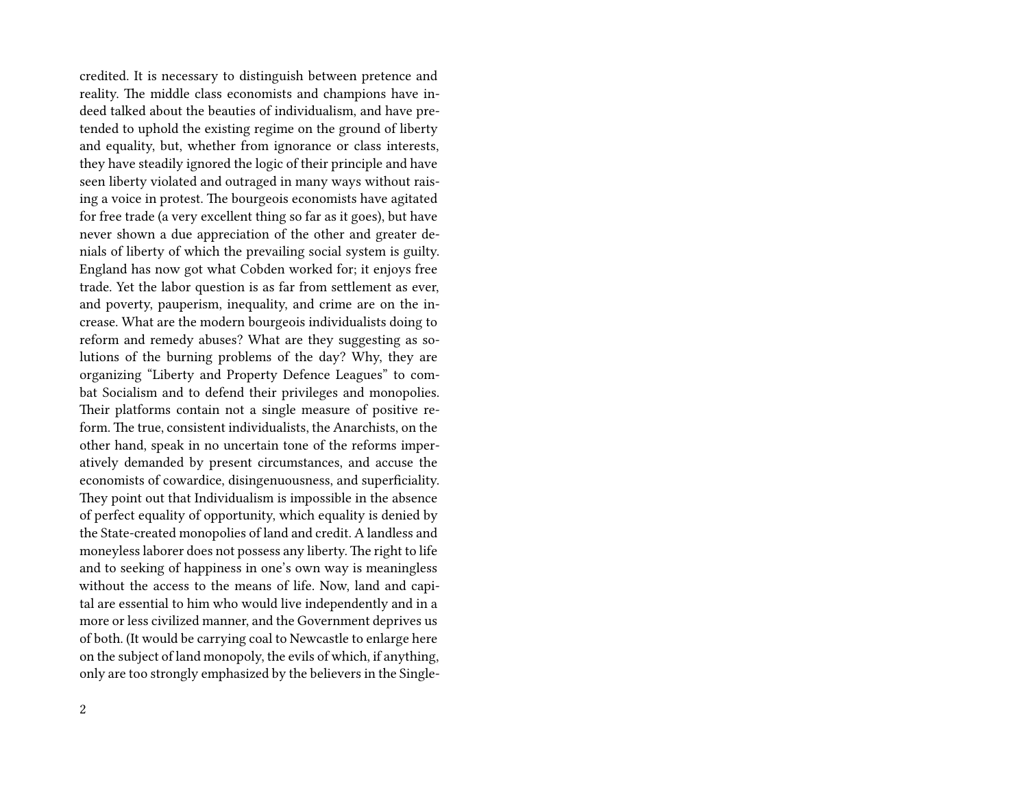credited. It is necessary to distinguish between pretence and reality. The middle class economists and champions have indeed talked about the beauties of individualism, and have pretended to uphold the existing regime on the ground of liberty and equality, but, whether from ignorance or class interests, they have steadily ignored the logic of their principle and have seen liberty violated and outraged in many ways without raising a voice in protest. The bourgeois economists have agitated for free trade (a very excellent thing so far as it goes), but have never shown a due appreciation of the other and greater denials of liberty of which the prevailing social system is guilty. England has now got what Cobden worked for; it enjoys free trade. Yet the labor question is as far from settlement as ever, and poverty, pauperism, inequality, and crime are on the increase. What are the modern bourgeois individualists doing to reform and remedy abuses? What are they suggesting as solutions of the burning problems of the day? Why, they are organizing "Liberty and Property Defence Leagues" to combat Socialism and to defend their privileges and monopolies. Their platforms contain not a single measure of positive reform. The true, consistent individualists, the Anarchists, on the other hand, speak in no uncertain tone of the reforms imperatively demanded by present circumstances, and accuse the economists of cowardice, disingenuousness, and superficiality. They point out that Individualism is impossible in the absence of perfect equality of opportunity, which equality is denied by the State-created monopolies of land and credit. A landless and moneyless laborer does not possess any liberty. The right to life and to seeking of happiness in one's own way is meaningless without the access to the means of life. Now, land and capital are essential to him who would live independently and in a more or less civilized manner, and the Government deprives us of both. (It would be carrying coal to Newcastle to enlarge here on the subject of land monopoly, the evils of which, if anything, only are too strongly emphasized by the believers in the Single-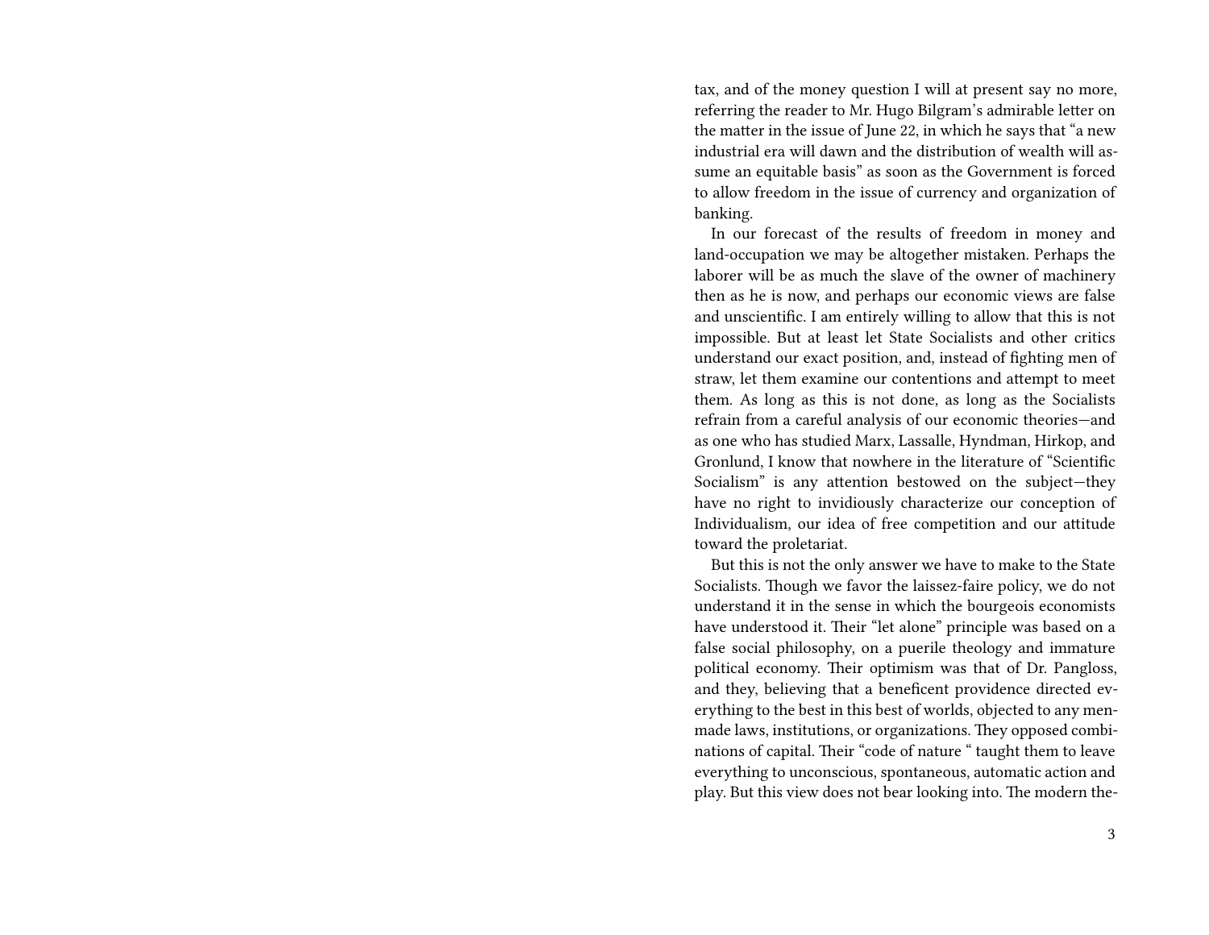tax, and of the money question I will at present say no more, referring the reader to Mr. Hugo Bilgram's admirable letter on the matter in the issue of June 22, in which he says that "a new industrial era will dawn and the distribution of wealth will assume an equitable basis" as soon as the Government is forced to allow freedom in the issue of currency and organization of banking.

In our forecast of the results of freedom in money and land-occupation we may be altogether mistaken. Perhaps the laborer will be as much the slave of the owner of machinery then as he is now, and perhaps our economic views are false and unscientific. I am entirely willing to allow that this is not impossible. But at least let State Socialists and other critics understand our exact position, and, instead of fighting men of straw, let them examine our contentions and attempt to meet them. As long as this is not done, as long as the Socialists refrain from a careful analysis of our economic theories—and as one who has studied Marx, Lassalle, Hyndman, Hirkop, and Gronlund, I know that nowhere in the literature of "Scientific Socialism" is any attention bestowed on the subject—they have no right to invidiously characterize our conception of Individualism, our idea of free competition and our attitude toward the proletariat.

But this is not the only answer we have to make to the State Socialists. Though we favor the laissez-faire policy, we do not understand it in the sense in which the bourgeois economists have understood it. Their "let alone" principle was based on a false social philosophy, on a puerile theology and immature political economy. Their optimism was that of Dr. Pangloss, and they, believing that a beneficent providence directed everything to the best in this best of worlds, objected to any men-made laws, institutions, or organizations. They opposed combinations of capital. Their "code of nature " taught them to leave everything to unconscious, spontaneous, automatic action and play. But this view does not bear looking into. The modern the-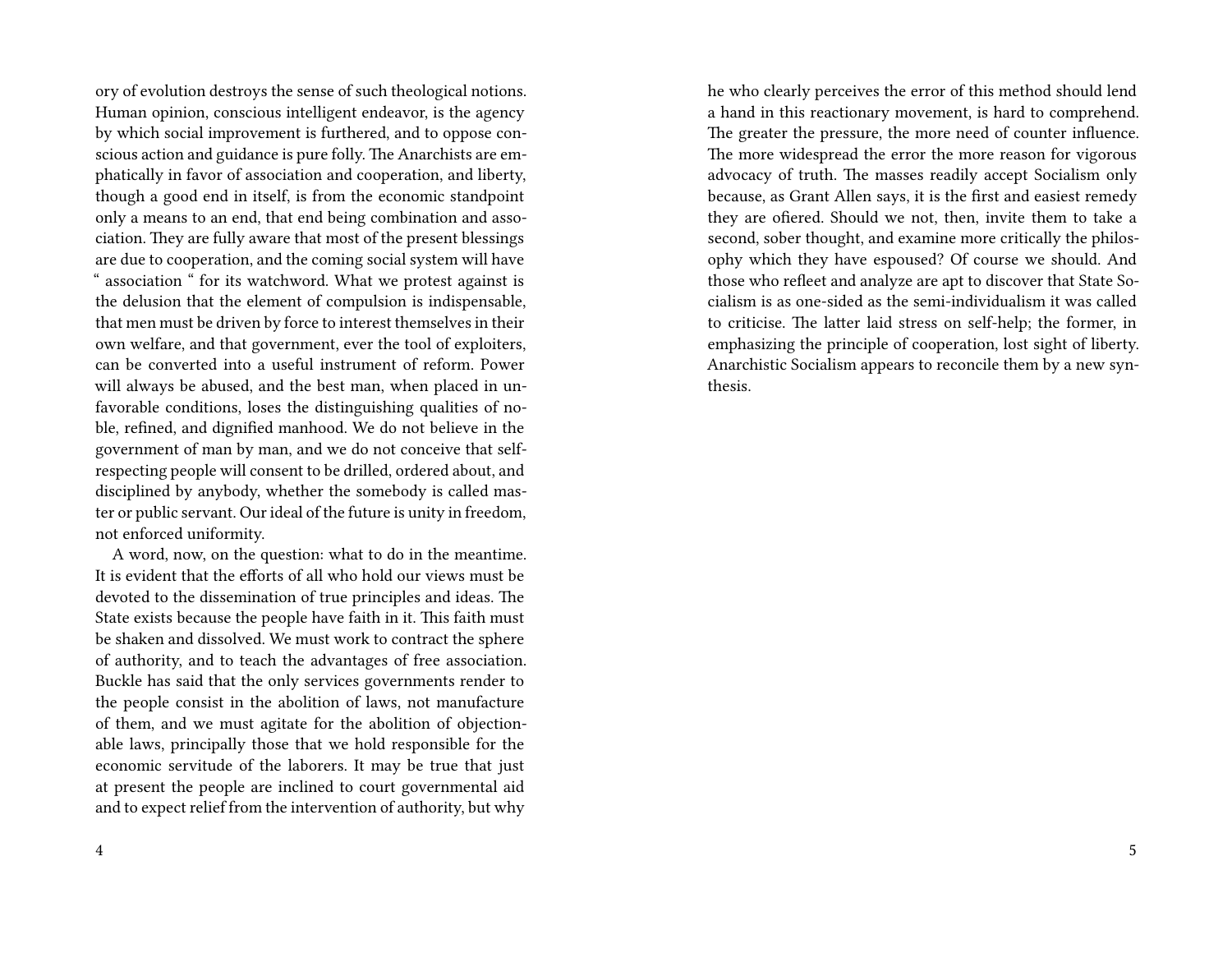ory of evolution destroys the sense of such theological notions. Human opinion, conscious intelligent endeavor, is the agency by which social improvement is furthered, and to oppose conscious action and guidance is pure folly. The Anarchists are emphatically in favor of association and cooperation, and liberty, though a good end in itself, is from the economic standpoint only a means to an end, that end being combination and association. They are fully aware that most of the present blessings are due to cooperation, and the coming social system will have " association " for its watchword. What we protest against is the delusion that the element of compulsion is indispensable, that men must be driven by force to interest themselves in their own welfare, and that government, ever the tool of exploiters, can be converted into a useful instrument of reform. Power will always be abused, and the best man, when placed in unfavorable conditions, loses the distinguishing qualities of noble, refined, and dignified manhood. We do not believe in the government of man by man, and we do not conceive that self-respecting people will consent to be drilled, ordered about, and disciplined by anybody, whether the somebody is called master or public servant. Our ideal of the future is unity in freedom, not enforced uniformity.

A word, now, on the question: what to do in the meantime. It is evident that the efforts of all who hold our views must be devoted to the dissemination of true principles and ideas. The State exists because the people have faith in it. This faith must be shaken and dissolved. We must work to contract the sphere of authority, and to teach the advantages of free association. Buckle has said that the only services governments render to the people consist in the abolition of laws, not manufacture of them, and we must agitate for the abolition of objectionable laws, principally those that we hold responsible for the economic servitude of the laborers. It may be true that just at present the people are inclined to court governmental aid and to expect relief from the intervention of authority, but why he who clearly perceives the error of this method should lend a hand in this reactionary movement, is hard to comprehend. The greater the pressure, the more need of counter influence. The more widespread the error the more reason for vigorous advocacy of truth. The masses readily accept Socialism only because, as Grant Allen says, it is the first and easiest remedy they are oftered. Should we not, then, invite them to take a second, sober thought, and examine more critically the philosophy which they have espoused? Of course we should. And those who refleet and analyze are apt to discover that State Socialism is as one-sided as the semi-individualism it was called to criticise. The latter laid stress on self-help; the former, in emphasizing the principle of cooperation, lost sight of liberty. Anarchistic Socialism appears to reconcile them by a new synthesis.